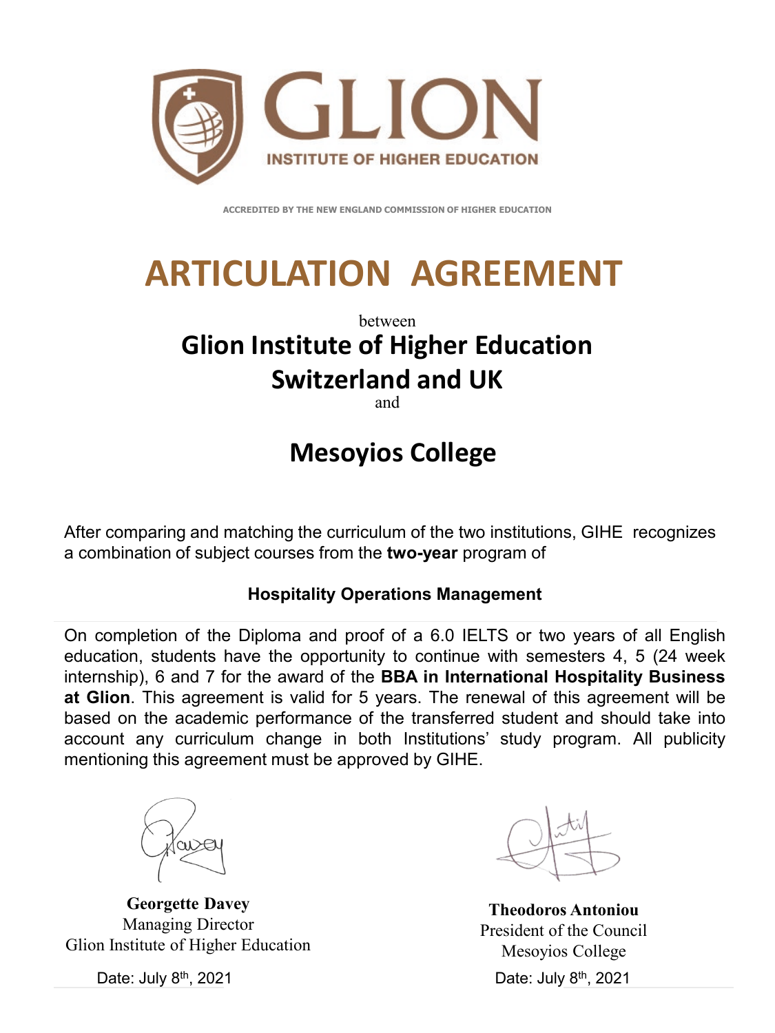# GLION

INSTITUTE OF HIGHER EDUCATION

ACCREDITED BY THE NEW ENGLAND COMMISSION OF HIGHER EDUCATION

# ARTICULATION AGREEMENT

between

## Glion Institute of Higher Education Switzerland and UK

and

## Mesoyios College

After comparing and matching the curriculum of the two institutions, GIHE recognizes a combination of subject courses from the **two-year** program of

**Hospitality Operations Management**

On completion of the Diploma and proof of a 6.0 IELTS or two years of all English education, students have the opportunity to continue with semesters 4, 5 (24 week internship), 6 and 7 for the award of the **BBA in International Hospitality Business at Glion**. This agreement is valid for 5 years. The renewal of this agreement will be based on the academic performance of the transferred student and should take into account any curriculum change in both Institutions' study program. All publicity mentioning this agreement must be approved by GIHE.

**Georgette Davey**
Managing Director
Glion Institute of Higher Education

Date: July 8th, 2021

**Theodoros Antoniou**
President of the Council
Mesoyios College

Date: July 8th, 2021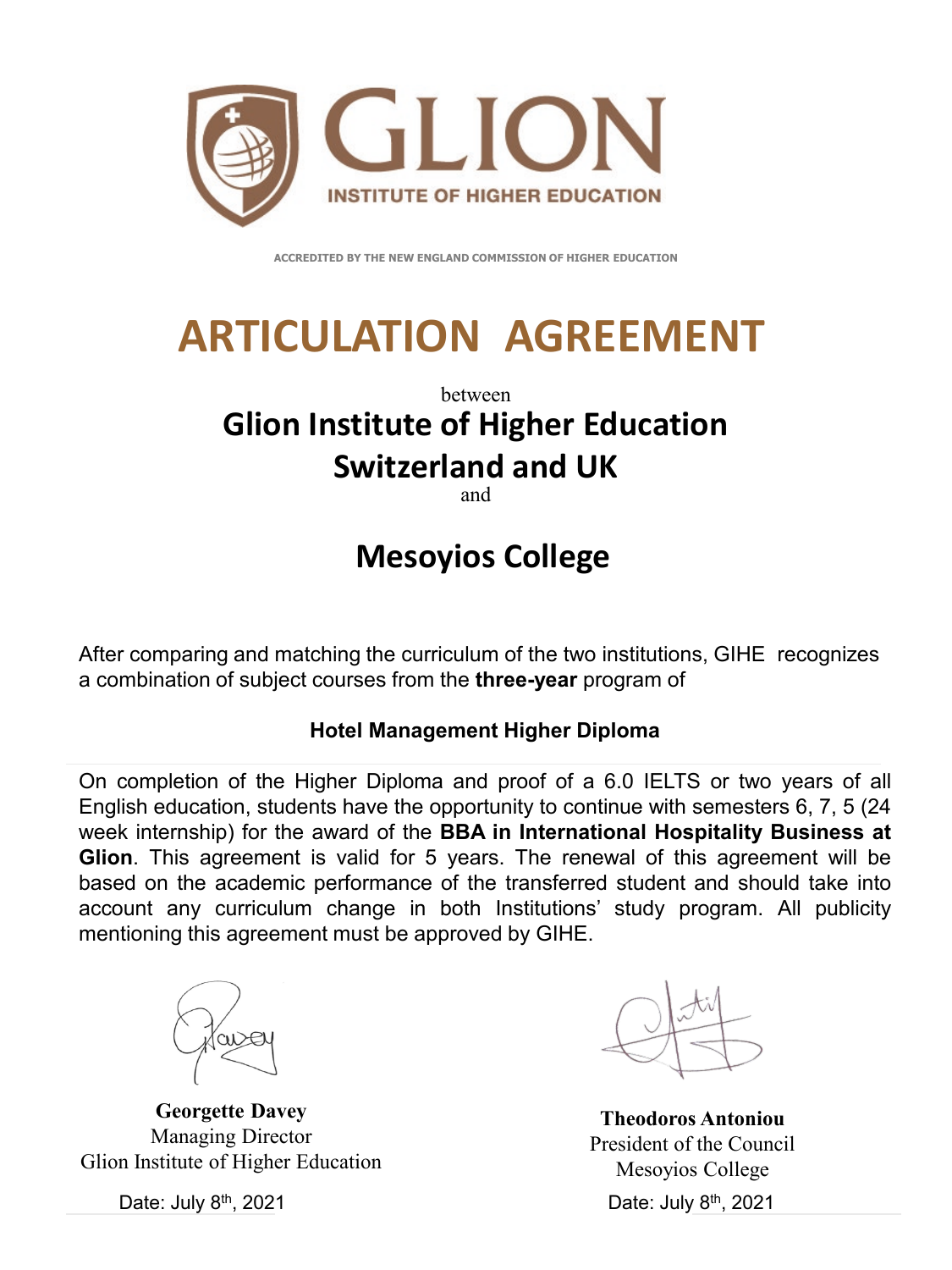GLION

INSTITUTE OF HIGHER EDUCATION

ACCREDITED BY THE NEW ENGLAND COMMISSION OF HIGHER EDUCATION

# ARTICULATION AGREEMENT

between

## Glion Institute of Higher Education Switzerland and UK

and

## Mesoyios College

After comparing and matching the curriculum of the two institutions, GIHE recognizes a combination of subject courses from the **three-year** program of

**Hotel Management Higher Diploma**

On completion of the Higher Diploma and proof of a 6.0 IELTS or two years of all English education, students have the opportunity to continue with semesters 6, 7, 5 (24 week internship) for the award of the **BBA in International Hospitality Business at Glion**. This agreement is valid for 5 years. The renewal of this agreement will be based on the academic performance of the transferred student and should take into account any curriculum change in both Institutions' study program. All publicity mentioning this agreement must be approved by GIHE.

**Georgette Davey**
Managing Director
Glion Institute of Higher Education

Date: July 8th, 2021

**Theodoros Antoniou**
President of the Council
Mesoyios College

Date: July 8th, 2021